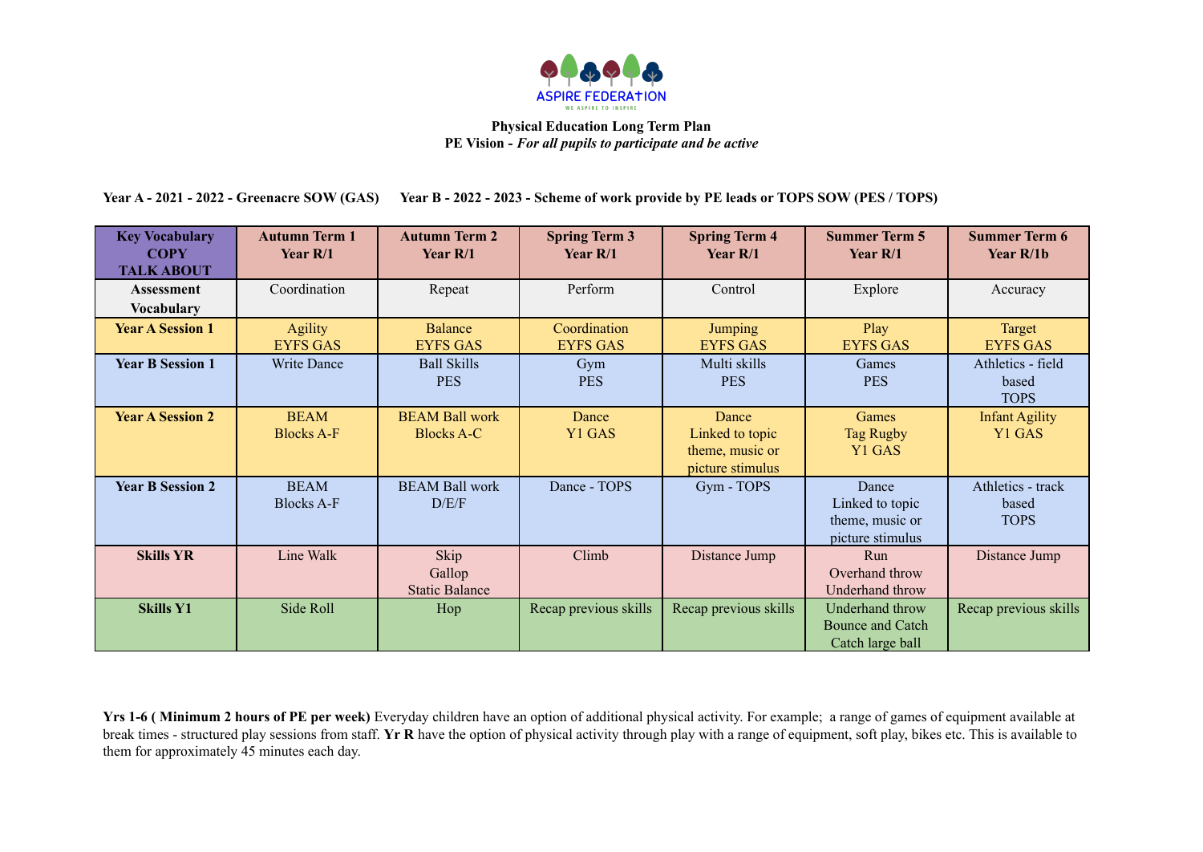ASPIRE FEDERATION

WE ASPIRE TO INSPIRE

**Physical Education Long Term Plan**

**PE Vision -** ***For all pupils to participate and be active***

**Year A - 2021 - 2022 - Greenacre SOW (GAS)** **Year B - 2022 - 2023 - Scheme of work provide by PE leads or TOPS SOW (PES / TOPS)**

| **Key Vocabulary COPY TALK ABOUT** | **Autumn Term 1 Year R/1** | **Autumn Term 2 Year R/1** | **Spring Term 3 Year R/1** | **Spring Term 4 Year R/1** | **Summer Term 5 Year R/1** | **Summer Term 6 Year R/1b** |
|---|---|---|---|---|---|---|
| **Assessment Vocabulary** | Coordination | Repeat | Perform | Control | Explore | Accuracy |
| **Year A Session 1** | Agility EYFS GAS | Balance EYFS GAS | Coordination EYFS GAS | Jumping EYFS GAS | Play EYFS GAS | Target EYFS GAS |
| **Year B Session 1** | Write Dance | Ball Skills PES | Gym PES | Multi skills PES | Games PES | Athletics - field based TOPS |
| **Year A Session 2** | BEAM Blocks A-F | BEAM Ball work Blocks A-C | Dance Y1 GAS | Dance Linked to topic theme, music or picture stimulus | Games Tag Rugby Y1 GAS | Infant Agility Y1 GAS |
| **Year B Session 2** | BEAM Blocks A-F | BEAM Ball work D/E/F | Dance - TOPS | Gym - TOPS | Dance Linked to topic theme, music or picture stimulus | Athletics - track based TOPS |
| **Skills YR** | Line Walk | Skip Gallop Static Balance | Climb | Distance Jump | Run Overhand throw Underhand throw | Distance Jump |
| **Skills Y1** | Side Roll | Hop | Recap previous skills | Recap previous skills | Underhand throw Bounce and Catch Catch large ball | Recap previous skills |

**Yrs 1-6 ( Minimum 2 hours of PE per week)** Everyday children have an option of additional physical activity. For example; a range of games of equipment available at break times - structured play sessions from staff. **Yr R** have the option of physical activity through play with a range of equipment, soft play, bikes etc. This is available to them for approximately 45 minutes each day.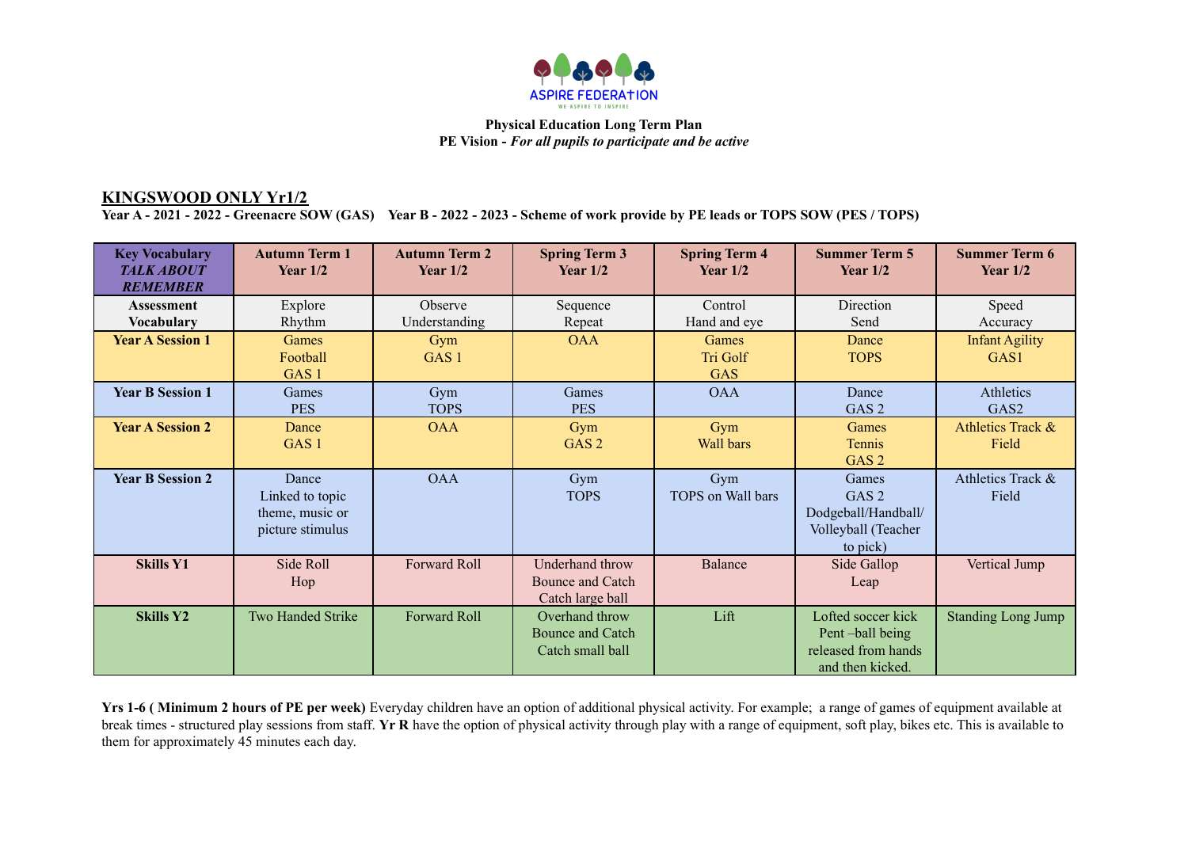ASPIRE FEDERATION

WE ASPIRE TO INSPIRE

**Physical Education Long Term Plan**
**PE Vision -** ***For all pupils to participate and be active***

## KINGSWOOD ONLY Yr1/2

**Year A - 2021 - 2022 - Greenacre SOW (GAS)    Year B - 2022 - 2023 - Scheme of work provide by PE leads or TOPS SOW (PES / TOPS)**

| **Key Vocabulary** ***TALK ABOUT REMEMBER*** | **Autumn Term 1 Year 1/2** | **Autumn Term 2 Year 1/2** | **Spring Term 3 Year 1/2** | **Spring Term 4 Year 1/2** | **Summer Term 5 Year 1/2** | **Summer Term 6 Year 1/2** |
|---|---|---|---|---|---|---|
| **Assessment Vocabulary** | Explore Rhythm | Observe Understanding | Sequence Repeat | Control Hand and eye | Direction Send | Speed Accuracy |
| **Year A Session 1** | Games Football GAS 1 | Gym GAS 1 | OAA | Games Tri Golf GAS | Dance TOPS | Infant Agility GAS1 |
| **Year B Session 1** | Games PES | Gym TOPS | Games PES | OAA | Dance GAS 2 | Athletics GAS2 |
| **Year A Session 2** | Dance GAS 1 | OAA | Gym GAS 2 | Gym Wall bars | Games Tennis GAS 2 | Athletics Track & Field |
| **Year B Session 2** | Dance Linked to topic theme, music or picture stimulus | OAA | Gym TOPS | Gym TOPS on Wall bars | Games GAS 2 Dodgeball/Handball/ Volleyball (Teacher to pick) | Athletics Track & Field |
| **Skills Y1** | Side Roll Hop | Forward Roll | Underhand throw Bounce and Catch Catch large ball | Balance | Side Gallop Leap | Vertical Jump |
| **Skills Y2** | Two Handed Strike | Forward Roll | Overhand throw Bounce and Catch Catch small ball | Lift | Lofted soccer kick Pent –ball being released from hands and then kicked. | Standing Long Jump |

**Yrs 1-6 ( Minimum 2 hours of PE per week)** Everyday children have an option of additional physical activity. For example; a range of games of equipment available at break times - structured play sessions from staff. **Yr R** have the option of physical activity through play with a range of equipment, soft play, bikes etc. This is available to them for approximately 45 minutes each day.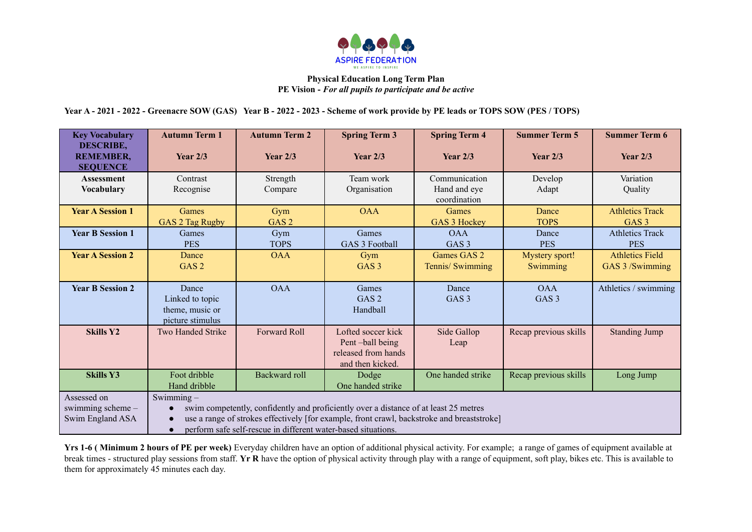**Physical Education Long Term Plan**
**PE Vision -** ***For all pupils to participate and be active***

**Year A - 2021 - 2022 - Greenacre SOW (GAS)   Year B - 2022 - 2023 - Scheme of work provide by PE leads or TOPS SOW (PES / TOPS)**

| **Key Vocabulary DESCRIBE, REMEMBER, SEQUENCE** | **Autumn Term 1**<br><br>**Year 2/3** | **Autumn Term 2**<br><br>**Year 2/3** | **Spring Term 3**<br><br>**Year 2/3** | **Spring Term 4**<br><br>**Year 2/3** | **Summer Term 5**<br><br>**Year 2/3** | **Summer Term 6**<br><br>**Year 2/3** |
|---|---|---|---|---|---|---|
| **Assessment Vocabulary** | Contrast<br>Recognise | Strength<br>Compare | Team work<br>Organisation | Communication<br>Hand and eye coordination | Develop<br>Adapt | Variation<br>Quality |
| **Year A Session 1** | Games<br>GAS 2 Tag Rugby | Gym<br>GAS 2 | OAA | Games<br>GAS 3 Hockey | Dance<br>TOPS | Athletics Track<br>GAS 3 |
| **Year B Session 1** | Games<br>PES | Gym<br>TOPS | Games<br>GAS 3 Football | OAA<br>GAS 3 | Dance<br>PES | Athletics Track<br>PES |
| **Year A Session 2** | Dance<br>GAS 2 | OAA | Gym<br>GAS 3 | Games GAS 2<br>Tennis/ Swimming | Mystery sport!<br>Swimming | Athletics Field<br>GAS 3 /Swimming |
| **Year B Session 2** | Dance<br>Linked to topic theme, music or picture stimulus | OAA | Games<br>GAS 2<br>Handball | Dance<br>GAS 3 | OAA<br>GAS 3 | Athletics / swimming |
| **Skills Y2** | Two Handed Strike | Forward Roll | Lofted soccer kick<br>Pent –ball being released from hands and then kicked. | Side Gallop<br>Leap | Recap previous skills | Standing Jump |
| **Skills Y3** | Foot dribble<br>Hand dribble | Backward roll | Dodge<br>One handed strike | One handed strike | Recap previous skills | Long Jump |
| Assessed on swimming scheme – Swim England ASA | Swimming –<br>• swim competently, confidently and proficiently over a distance of at least 25 metres<br>• use a range of strokes effectively [for example, front crawl, backstroke and breaststroke]<br>• perform safe self-rescue in different water-based situations. | | | | | |

**Yrs 1-6 ( Minimum 2 hours of PE per week)** Everyday children have an option of additional physical activity. For example;  a range of games of equipment available at break times - structured play sessions from staff. **Yr R** have the option of physical activity through play with a range of equipment, soft play, bikes etc. This is available to them for approximately 45 minutes each day.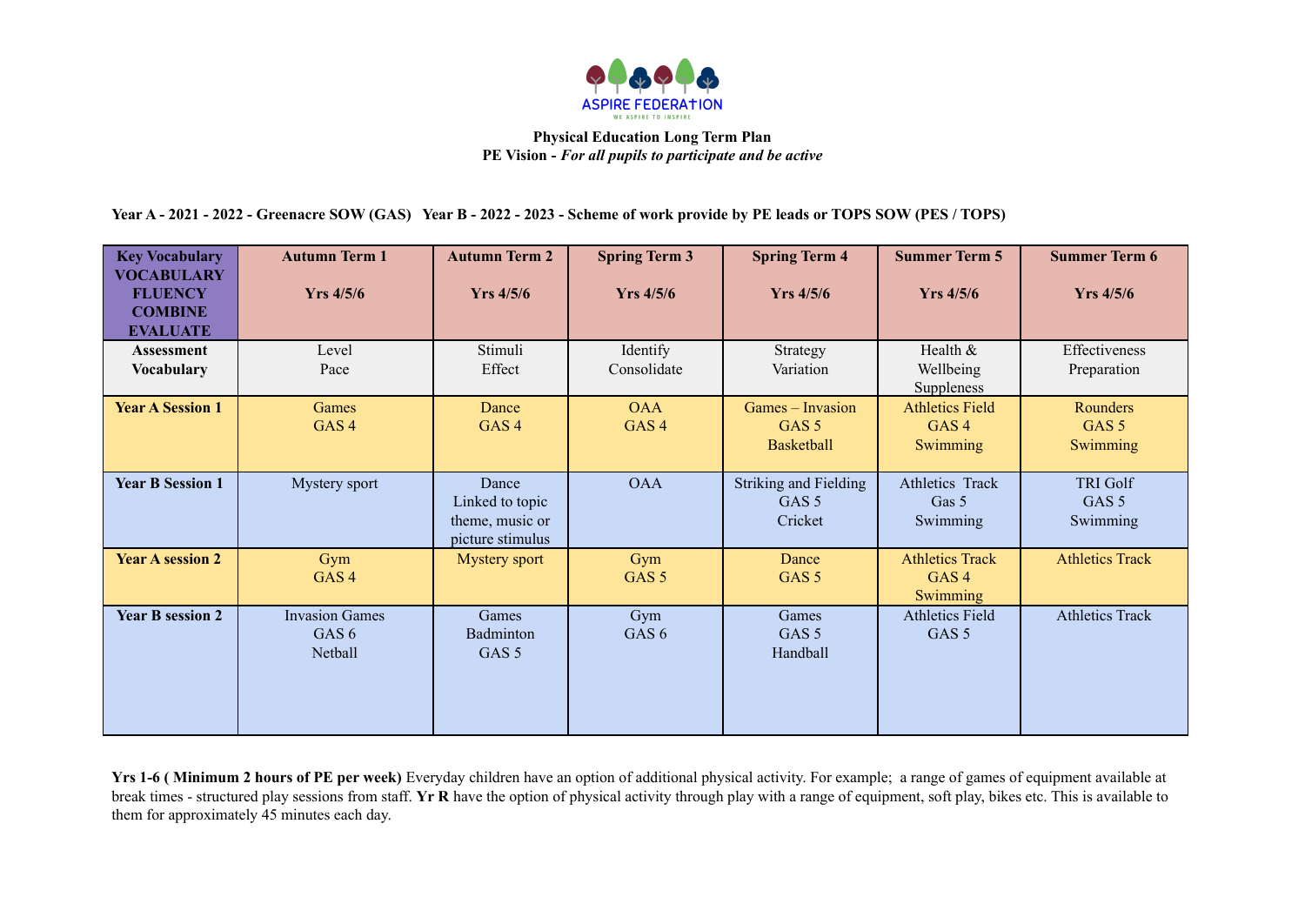ASPIRE FEDERATION

WE ASPIRE TO INSPIRE

**Physical Education Long Term Plan**

**PE Vision -** ***For all pupils to participate and be active***

**Year A - 2021 - 2022 - Greenacre SOW (GAS)   Year B - 2022 - 2023 - Scheme of work provide by PE leads or TOPS SOW (PES / TOPS)**

| **Key Vocabulary VOCABULARY FLUENCY COMBINE EVALUATE** | **Autumn Term 1**<br><br>**Yrs 4/5/6** | **Autumn Term 2**<br><br>**Yrs 4/5/6** | **Spring Term 3**<br><br>**Yrs 4/5/6** | **Spring Term 4**<br><br>**Yrs 4/5/6** | **Summer Term 5**<br><br>**Yrs 4/5/6** | **Summer Term 6**<br><br>**Yrs 4/5/6** |
|---|---|---|---|---|---|---|
| **Assessment Vocabulary** | Level<br>Pace | Stimuli<br>Effect | Identify<br>Consolidate | Strategy<br>Variation | Health & Wellbeing<br>Suppleness | Effectiveness<br>Preparation |
| **Year A Session 1** | Games<br>GAS 4 | Dance<br>GAS 4 | OAA<br>GAS 4 | Games – Invasion<br>GAS 5<br>Basketball | Athletics Field<br>GAS 4<br>Swimming | Rounders<br>GAS 5<br>Swimming |
| **Year B Session 1** | Mystery sport | Dance<br>Linked to topic theme, music or picture stimulus | OAA | Striking and Fielding<br>GAS 5<br>Cricket | Athletics Track<br>Gas 5<br>Swimming | TRI Golf<br>GAS 5<br>Swimming |
| **Year A session 2** | Gym<br>GAS 4 | Mystery sport | Gym<br>GAS 5 | Dance<br>GAS 5 | Athletics Track<br>GAS 4<br>Swimming | Athletics Track |
| **Year B session 2** | Invasion Games<br>GAS 6<br>Netball | Games<br>Badminton<br>GAS 5 | Gym<br>GAS 6 | Games<br>GAS 5<br>Handball | Athletics Field<br>GAS 5 | Athletics Track |

**Yrs 1-6 ( Minimum 2 hours of PE per week)** Everyday children have an option of additional physical activity. For example;  a range of games of equipment available at break times - structured play sessions from staff. **Yr R** have the option of physical activity through play with a range of equipment, soft play, bikes etc. This is available to them for approximately 45 minutes each day.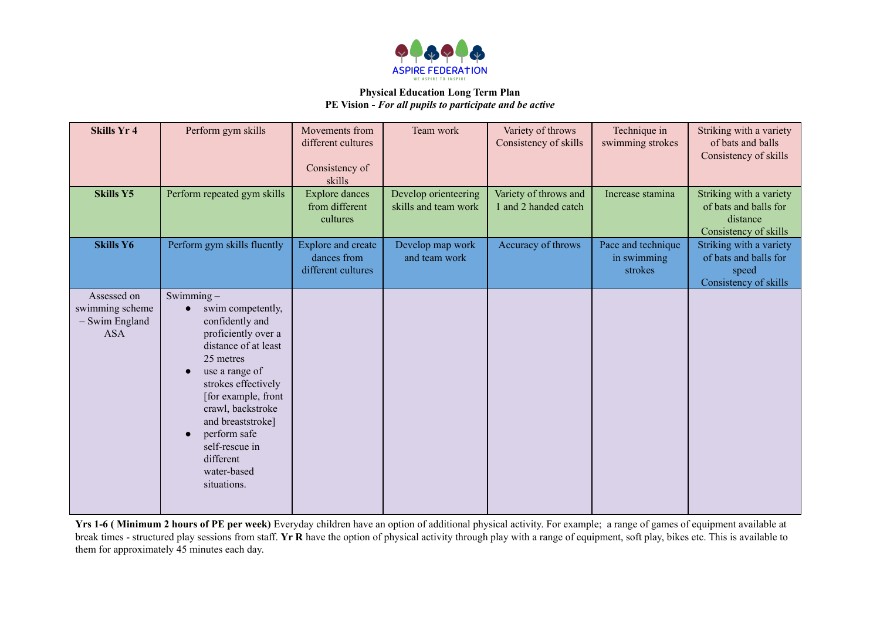ASPIRE FEDERATION

WE ASPIRE TO INSPIRE

**Physical Education Long Term Plan**

**PE Vision -** ***For all pupils to participate and be active***

| **Skills Yr 4** | Perform gym skills | Movements from different cultures<br><br>Consistency of skills | Team work | Variety of throws Consistency of skills | Technique in swimming strokes | Striking with a variety of bats and balls Consistency of skills |
|---|---|---|---|---|---|---|
| **Skills Y5** | Perform repeated gym skills | Explore dances from different cultures | Develop orienteering skills and team work | Variety of throws and 1 and 2 handed catch | Increase stamina | Striking with a variety of bats and balls for distance Consistency of skills |
| **Skills Y6** | Perform gym skills fluently | Explore and create dances from different cultures | Develop map work and team work | Accuracy of throws | Pace and technique in swimming strokes | Striking with a variety of bats and balls for speed Consistency of skills |
| Assessed on swimming scheme – Swim England ASA | Swimming –<br>● swim competently, confidently and proficiently over a distance of at least 25 metres<br>● use a range of strokes effectively [for example, front crawl, backstroke and breaststroke]<br>● perform safe self-rescue in different water-based situations. | | | | | |

**Yrs 1-6 ( Minimum 2 hours of PE per week)** Everyday children have an option of additional physical activity. For example; a range of games of equipment available at break times - structured play sessions from staff. **Yr R** have the option of physical activity through play with a range of equipment, soft play, bikes etc. This is available to them for approximately 45 minutes each day.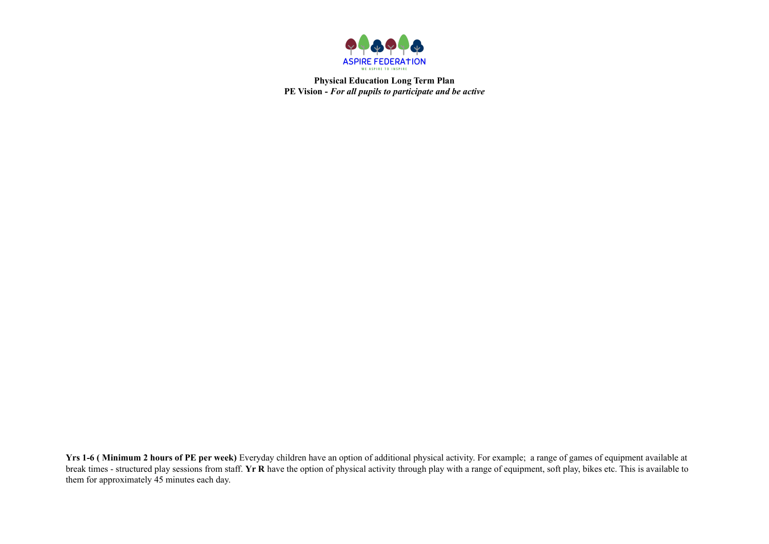ASPIRE FEDERATION

WE ASPIRE TO INSPIRE

**Physical Education Long Term Plan**

**PE Vision -** ***For all pupils to participate and be active***

**Yrs 1-6 ( Minimum 2 hours of PE per week)** Everyday children have an option of additional physical activity. For example;  a range of games of equipment available at break times - structured play sessions from staff. **Yr R** have the option of physical activity through play with a range of equipment, soft play, bikes etc. This is available to them for approximately 45 minutes each day.